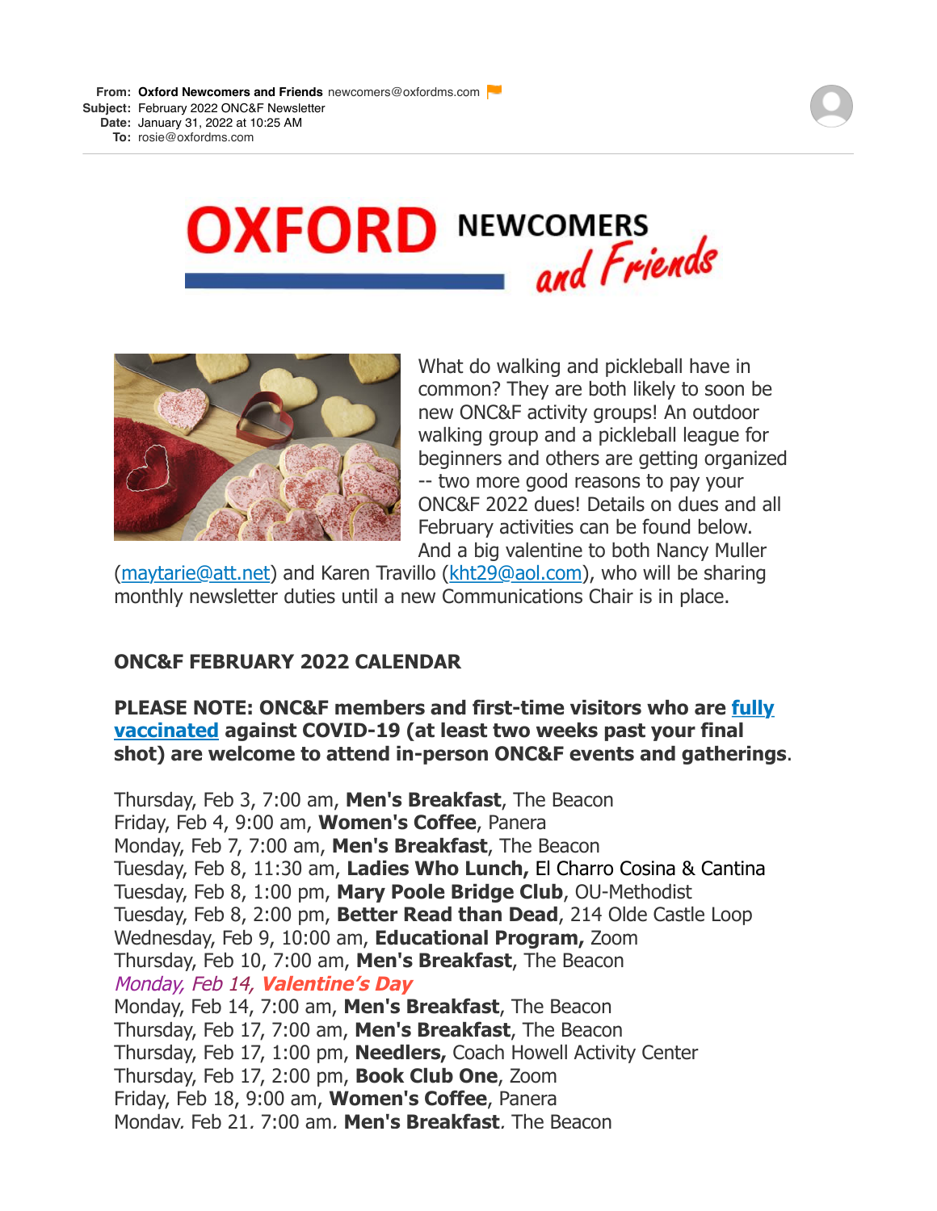**From:** **Oxford Newcomers and Friends** newcomers@oxfordms.com
**Subject:** February 2022 ONC&F Newsletter
**Date:** January 31, 2022 at 10:25 AM
**To:** rosie@oxfordms.com

# OXFORD NEWCOMERS and Friends

What do walking and pickleball have in common? They are both likely to soon be new ONC&F activity groups! An outdoor walking group and a pickleball league for beginners and others are getting organized -- two more good reasons to pay your ONC&F 2022 dues! Details on dues and all February activities can be found below. And a big valentine to both Nancy Muller (maytarie@att.net) and Karen Travillo (kht29@aol.com), who will be sharing monthly newsletter duties until a new Communications Chair is in place.

## ONC&F FEBRUARY 2022 CALENDAR

**PLEASE NOTE: ONC&F members and first-time visitors who are fully vaccinated against COVID-19 (at least two weeks past your final shot) are welcome to attend in-person ONC&F events and gatherings**.

Thursday, Feb 3, 7:00 am, **Men's Breakfast**, The Beacon
Friday, Feb 4, 9:00 am, **Women's Coffee**, Panera
Monday, Feb 7, 7:00 am, **Men's Breakfast**, The Beacon
Tuesday, Feb 8, 11:30 am, **Ladies Who Lunch,** El Charro Cosina & Cantina
Tuesday, Feb 8, 1:00 pm, **Mary Poole Bridge Club**, OU-Methodist
Tuesday, Feb 8, 2:00 pm, **Better Read than Dead**, 214 Olde Castle Loop
Wednesday, Feb 9, 10:00 am, **Educational Program,** Zoom
Thursday, Feb 10, 7:00 am, **Men's Breakfast**, The Beacon
*Monday, Feb 14,* ***Valentine's Day***
Monday, Feb 14, 7:00 am, **Men's Breakfast**, The Beacon
Thursday, Feb 17, 7:00 am, **Men's Breakfast**, The Beacon
Thursday, Feb 17, 1:00 pm, **Needlers,** Coach Howell Activity Center
Thursday, Feb 17, 2:00 pm, **Book Club One**, Zoom
Friday, Feb 18, 9:00 am, **Women's Coffee**, Panera
Monday, Feb 21, 7:00 am, **Men's Breakfast**, The Beacon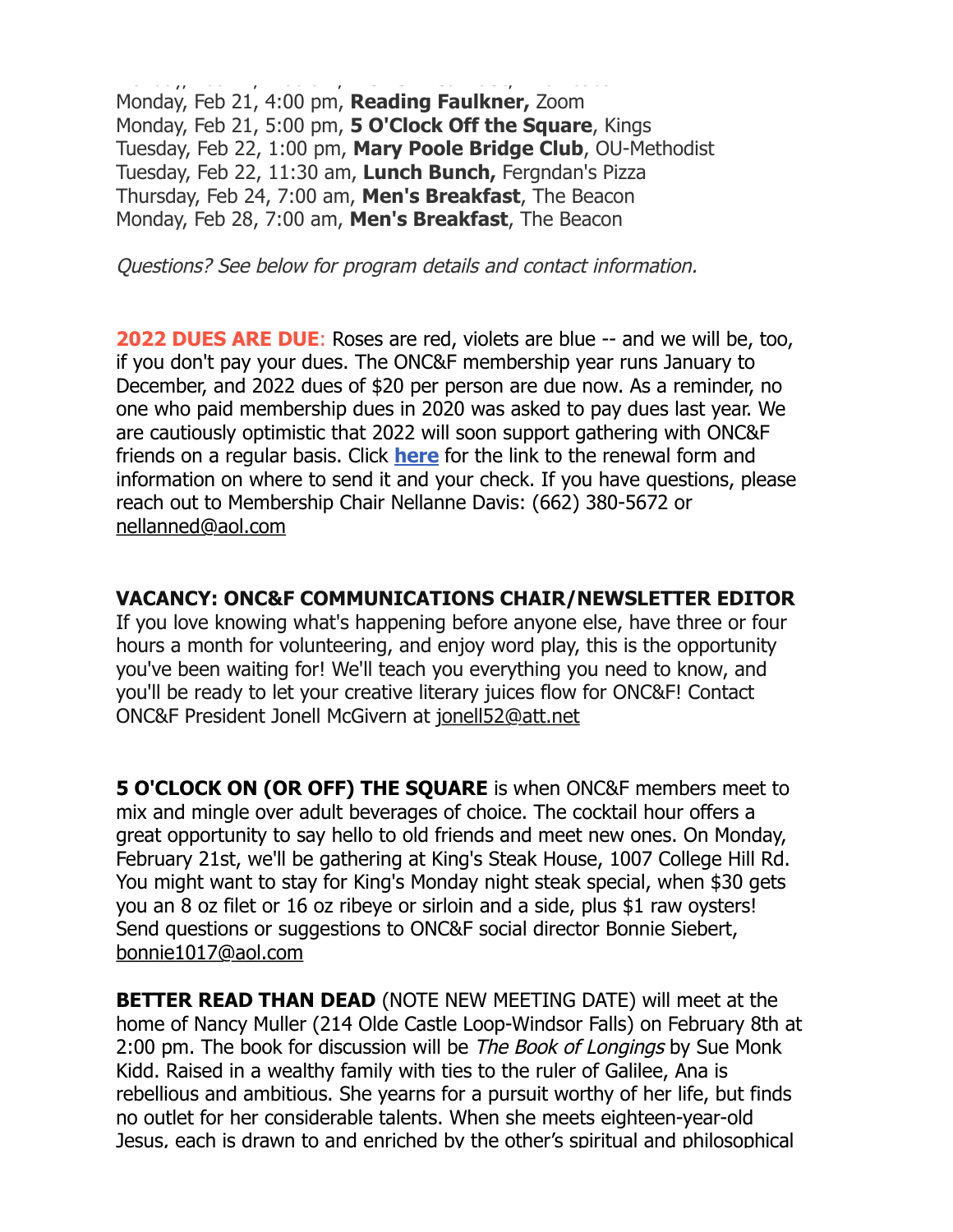Monday, Feb 21, 4:00 pm, **Reading Faulkner,** Zoom
Monday, Feb 21, 5:00 pm, **5 O'Clock Off the Square**, Kings
Tuesday, Feb 22, 1:00 pm, **Mary Poole Bridge Club**, OU-Methodist
Tuesday, Feb 22, 11:30 am, **Lunch Bunch,** Fergndan's Pizza
Thursday, Feb 24, 7:00 am, **Men's Breakfast**, The Beacon
Monday, Feb 28, 7:00 am, **Men's Breakfast**, The Beacon

*Questions? See below for program details and contact information.*

**2022 DUES ARE DUE**: Roses are red, violets are blue -- and we will be, too, if you don't pay your dues. The ONC&F membership year runs January to December, and 2022 dues of $20 per person are due now. As a reminder, no one who paid membership dues in 2020 was asked to pay dues last year. We are cautiously optimistic that 2022 will soon support gathering with ONC&F friends on a regular basis. Click **here** for the link to the renewal form and information on where to send it and your check. If you have questions, please reach out to Membership Chair Nellanne Davis: (662) 380-5672 or nellanned@aol.com

**VACANCY: ONC&F COMMUNICATIONS CHAIR/NEWSLETTER EDITOR**
If you love knowing what's happening before anyone else, have three or four hours a month for volunteering, and enjoy word play, this is the opportunity you've been waiting for! We'll teach you everything you need to know, and you'll be ready to let your creative literary juices flow for ONC&F! Contact ONC&F President Jonell McGivern at jonell52@att.net

**5 O'CLOCK ON (OR OFF) THE SQUARE** is when ONC&F members meet to mix and mingle over adult beverages of choice. The cocktail hour offers a great opportunity to say hello to old friends and meet new ones. On Monday, February 21st, we'll be gathering at King's Steak House, 1007 College Hill Rd. You might want to stay for King's Monday night steak special, when $30 gets you an 8 oz filet or 16 oz ribeye or sirloin and a side, plus $1 raw oysters! Send questions or suggestions to ONC&F social director Bonnie Siebert, bonnie1017@aol.com

**BETTER READ THAN DEAD** (NOTE NEW MEETING DATE) will meet at the home of Nancy Muller (214 Olde Castle Loop-Windsor Falls) on February 8th at 2:00 pm. The book for discussion will be *The Book of Longings* by Sue Monk Kidd. Raised in a wealthy family with ties to the ruler of Galilee, Ana is rebellious and ambitious. She yearns for a pursuit worthy of her life, but finds no outlet for her considerable talents. When she meets eighteen-year-old Jesus, each is drawn to and enriched by the other's spiritual and philosophical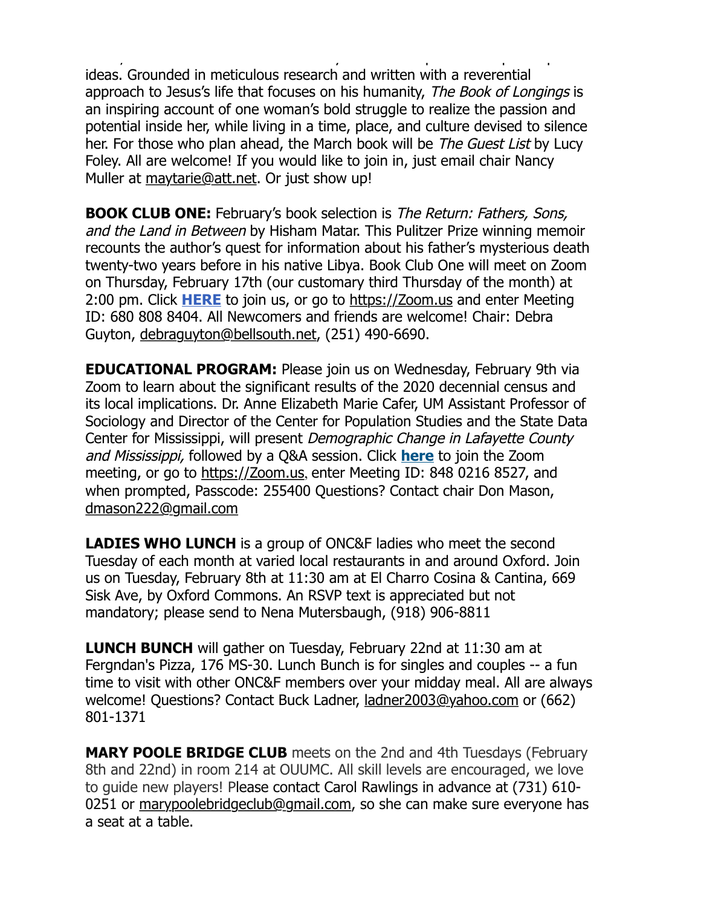ideas. Grounded in meticulous research and written with a reverential approach to Jesus's life that focuses on his humanity, *The Book of Longings* is an inspiring account of one woman's bold struggle to realize the passion and potential inside her, while living in a time, place, and culture devised to silence her. For those who plan ahead, the March book will be *The Guest List* by Lucy Foley. All are welcome! If you would like to join in, just email chair Nancy Muller at maytarie@att.net. Or just show up!

**BOOK CLUB ONE:** February's book selection is *The Return: Fathers, Sons, and the Land in Between* by Hisham Matar. This Pulitzer Prize winning memoir recounts the author's quest for information about his father's mysterious death twenty-two years before in his native Libya. Book Club One will meet on Zoom on Thursday, February 17th (our customary third Thursday of the month) at 2:00 pm. Click **HERE** to join us, or go to https://Zoom.us and enter Meeting ID: 680 808 8404. All Newcomers and friends are welcome! Chair: Debra Guyton, debraguyton@bellsouth.net, (251) 490-6690.

**EDUCATIONAL PROGRAM:** Please join us on Wednesday, February 9th via Zoom to learn about the significant results of the 2020 decennial census and its local implications. Dr. Anne Elizabeth Marie Cafer, UM Assistant Professor of Sociology and Director of the Center for Population Studies and the State Data Center for Mississippi, will present *Demographic Change in Lafayette County and Mississippi,* followed by a Q&A session. Click **here** to join the Zoom meeting, or go to https://Zoom.us, enter Meeting ID: 848 0216 8527, and when prompted, Passcode: 255400 Questions? Contact chair Don Mason, dmason222@gmail.com

**LADIES WHO LUNCH** is a group of ONC&F ladies who meet the second Tuesday of each month at varied local restaurants in and around Oxford. Join us on Tuesday, February 8th at 11:30 am at El Charro Cosina & Cantina, 669 Sisk Ave, by Oxford Commons. An RSVP text is appreciated but not mandatory; please send to Nena Mutersbaugh, (918) 906-8811

**LUNCH BUNCH** will gather on Tuesday, February 22nd at 11:30 am at Fergndan's Pizza, 176 MS-30. Lunch Bunch is for singles and couples -- a fun time to visit with other ONC&F members over your midday meal. All are always welcome! Questions? Contact Buck Ladner, ladner2003@yahoo.com or (662) 801-1371

**MARY POOLE BRIDGE CLUB** meets on the 2nd and 4th Tuesdays (February 8th and 22nd) in room 214 at OUUMC. All skill levels are encouraged, we love to guide new players! Please contact Carol Rawlings in advance at (731) 610-0251 or marypoolebridgeclub@gmail.com, so she can make sure everyone has a seat at a table.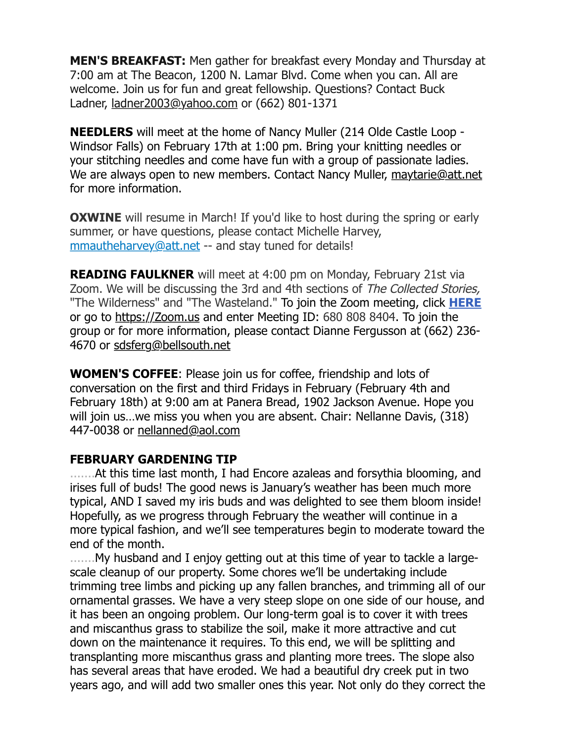**MEN'S BREAKFAST:** Men gather for breakfast every Monday and Thursday at 7:00 am at The Beacon, 1200 N. Lamar Blvd. Come when you can. All are welcome. Join us for fun and great fellowship. Questions? Contact Buck Ladner, ladner2003@yahoo.com or (662) 801-1371

**NEEDLERS** will meet at the home of Nancy Muller (214 Olde Castle Loop - Windsor Falls) on February 17th at 1:00 pm. Bring your knitting needles or your stitching needles and come have fun with a group of passionate ladies. We are always open to new members. Contact Nancy Muller, maytarie@att.net for more information.

**OXWINE** will resume in March! If you'd like to host during the spring or early summer, or have questions, please contact Michelle Harvey, mmautheharvey@att.net -- and stay tuned for details!

**READING FAULKNER** will meet at 4:00 pm on Monday, February 21st via Zoom. We will be discussing the 3rd and 4th sections of *The Collected Stories,* "The Wilderness" and "The Wasteland." To join the Zoom meeting, click **HERE** or go to https://Zoom.us and enter Meeting ID: 680 808 8404. To join the group or for more information, please contact Dianne Fergusson at (662) 236-4670 or sdsferg@bellsouth.net

**WOMEN'S COFFEE**: Please join us for coffee, friendship and lots of conversation on the first and third Fridays in February (February 4th and February 18th) at 9:00 am at Panera Bread, 1902 Jackson Avenue. Hope you will join us…we miss you when you are absent. Chair: Nellanne Davis, (318) 447-0038 or nellanned@aol.com

**FEBRUARY GARDENING TIP**

.......At this time last month, I had Encore azaleas and forsythia blooming, and irises full of buds! The good news is January's weather has been much more typical, AND I saved my iris buds and was delighted to see them bloom inside! Hopefully, as we progress through February the weather will continue in a more typical fashion, and we'll see temperatures begin to moderate toward the end of the month.

.......My husband and I enjoy getting out at this time of year to tackle a large-scale cleanup of our property. Some chores we'll be undertaking include trimming tree limbs and picking up any fallen branches, and trimming all of our ornamental grasses. We have a very steep slope on one side of our house, and it has been an ongoing problem. Our long-term goal is to cover it with trees and miscanthus grass to stabilize the soil, make it more attractive and cut down on the maintenance it requires. To this end, we will be splitting and transplanting more miscanthus grass and planting more trees. The slope also has several areas that have eroded. We had a beautiful dry creek put in two years ago, and will add two smaller ones this year. Not only do they correct the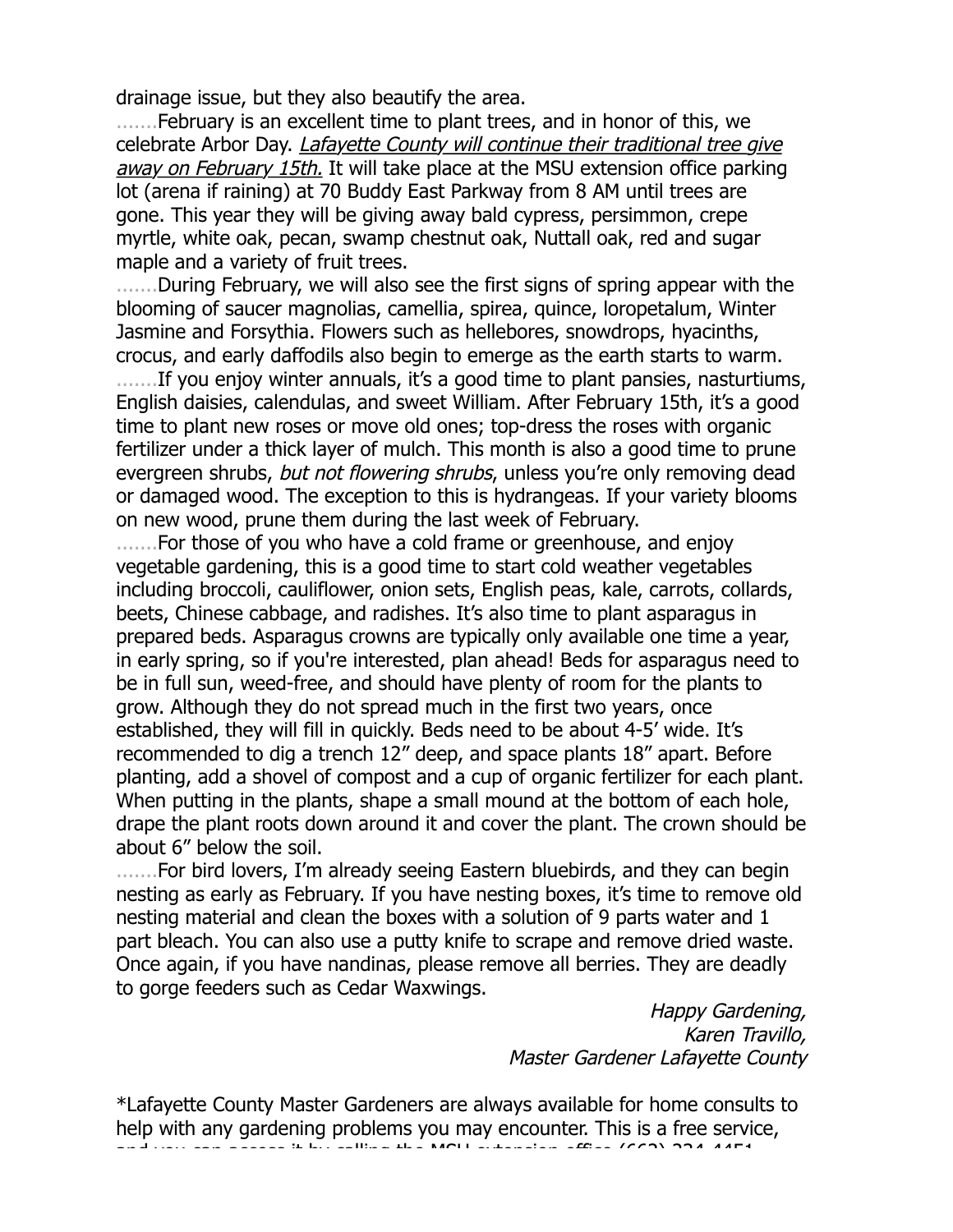drainage issue, but they also beautify the area.

.......February is an excellent time to plant trees, and in honor of this, we celebrate Arbor Day. *Lafayette County will continue their traditional tree give away on February 15th.* It will take place at the MSU extension office parking lot (arena if raining) at 70 Buddy East Parkway from 8 AM until trees are gone. This year they will be giving away bald cypress, persimmon, crepe myrtle, white oak, pecan, swamp chestnut oak, Nuttall oak, red and sugar maple and a variety of fruit trees.

.......During February, we will also see the first signs of spring appear with the blooming of saucer magnolias, camellia, spirea, quince, loropetalum, Winter Jasmine and Forsythia. Flowers such as hellebores, snowdrops, hyacinths, crocus, and early daffodils also begin to emerge as the earth starts to warm.

.......If you enjoy winter annuals, it's a good time to plant pansies, nasturtiums, English daisies, calendulas, and sweet William. After February 15th, it's a good time to plant new roses or move old ones; top-dress the roses with organic fertilizer under a thick layer of mulch. This month is also a good time to prune evergreen shrubs, *but not flowering shrubs*, unless you're only removing dead or damaged wood. The exception to this is hydrangeas. If your variety blooms on new wood, prune them during the last week of February.

.......For those of you who have a cold frame or greenhouse, and enjoy vegetable gardening, this is a good time to start cold weather vegetables including broccoli, cauliflower, onion sets, English peas, kale, carrots, collards, beets, Chinese cabbage, and radishes. It's also time to plant asparagus in prepared beds. Asparagus crowns are typically only available one time a year, in early spring, so if you're interested, plan ahead! Beds for asparagus need to be in full sun, weed-free, and should have plenty of room for the plants to grow. Although they do not spread much in the first two years, once established, they will fill in quickly. Beds need to be about 4-5' wide. It's recommended to dig a trench 12" deep, and space plants 18" apart. Before planting, add a shovel of compost and a cup of organic fertilizer for each plant. When putting in the plants, shape a small mound at the bottom of each hole, drape the plant roots down around it and cover the plant. The crown should be about 6" below the soil.

.......For bird lovers, I'm already seeing Eastern bluebirds, and they can begin nesting as early as February. If you have nesting boxes, it's time to remove old nesting material and clean the boxes with a solution of 9 parts water and 1 part bleach. You can also use a putty knife to scrape and remove dried waste. Once again, if you have nandinas, please remove all berries. They are deadly to gorge feeders such as Cedar Waxwings.

*Happy Gardening,*
*Karen Travillo,*
*Master Gardener Lafayette County*

*Lafayette County Master Gardeners are always available for home consults to help with any gardening problems you may encounter. This is a free service, and you can access it by calling the MSU extension office (662) 234-4451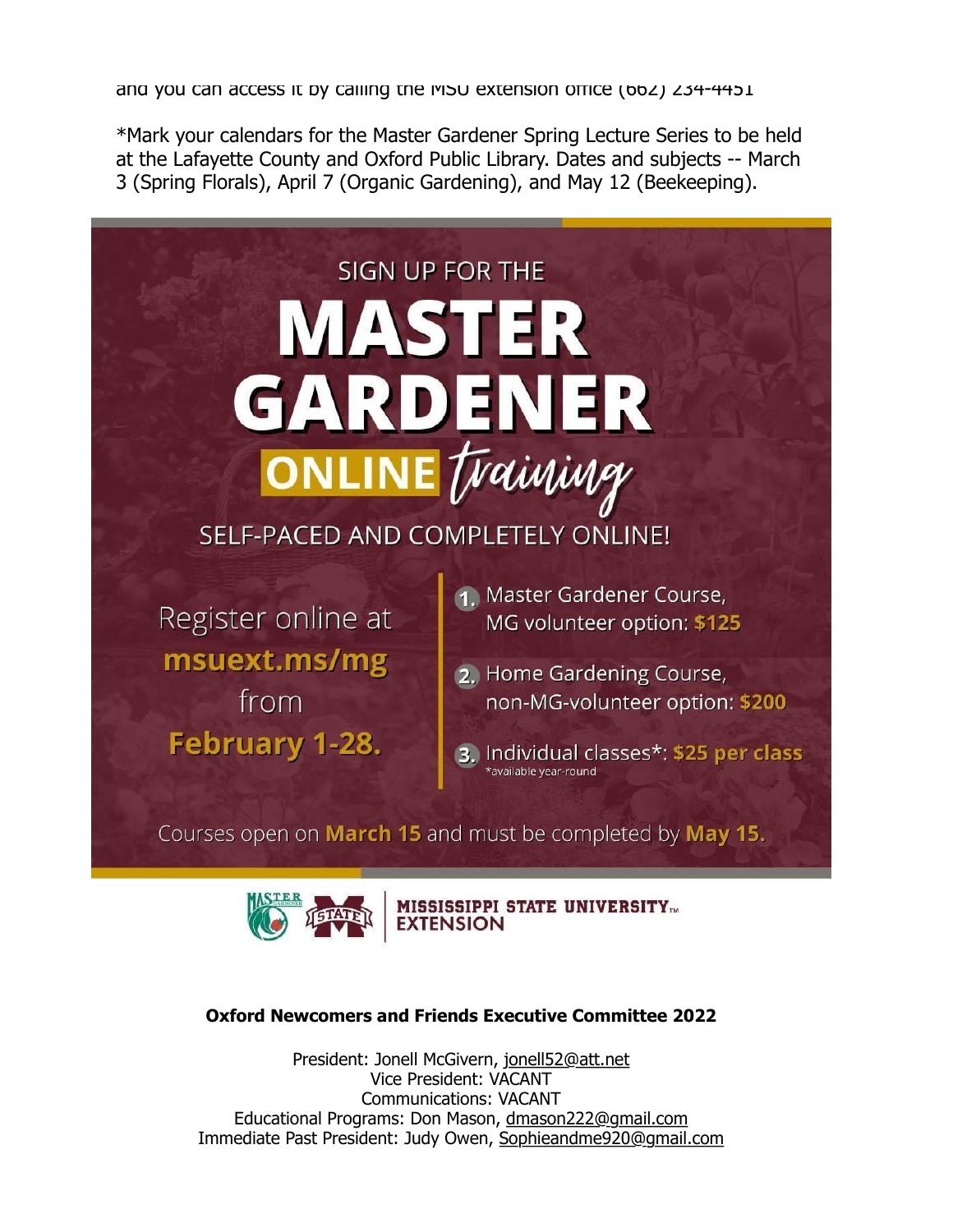and you can access it by calling the MSU extension office (662) 234-4451

*Mark your calendars for the Master Gardener Spring Lecture Series to be held at the Lafayette County and Oxford Public Library. Dates and subjects -- March 3 (Spring Florals), April 7 (Organic Gardening), and May 12 (Beekeeping).

SIGN UP FOR THE

# MASTER GARDENER

**ONLINE** *training*

SELF-PACED AND COMPLETELY ONLINE!

Register online at **msuext.ms/mg** from **February 1-28.**

1. Master Gardener Course, MG volunteer option: **$125**
2. Home Gardening Course, non-MG-volunteer option: **$200**
3. Individual classes*: **$25 per class**
   *available year-round

Courses open on **March 15** and must be completed by **May 15.**

MISSISSIPPI STATE UNIVERSITY™ EXTENSION

**Oxford Newcomers and Friends Executive Committee 2022**

President: Jonell McGivern, jonell52@att.net
Vice President: VACANT
Communications: VACANT
Educational Programs: Don Mason, dmason222@gmail.com
Immediate Past President: Judy Owen, Sophieandme920@gmail.com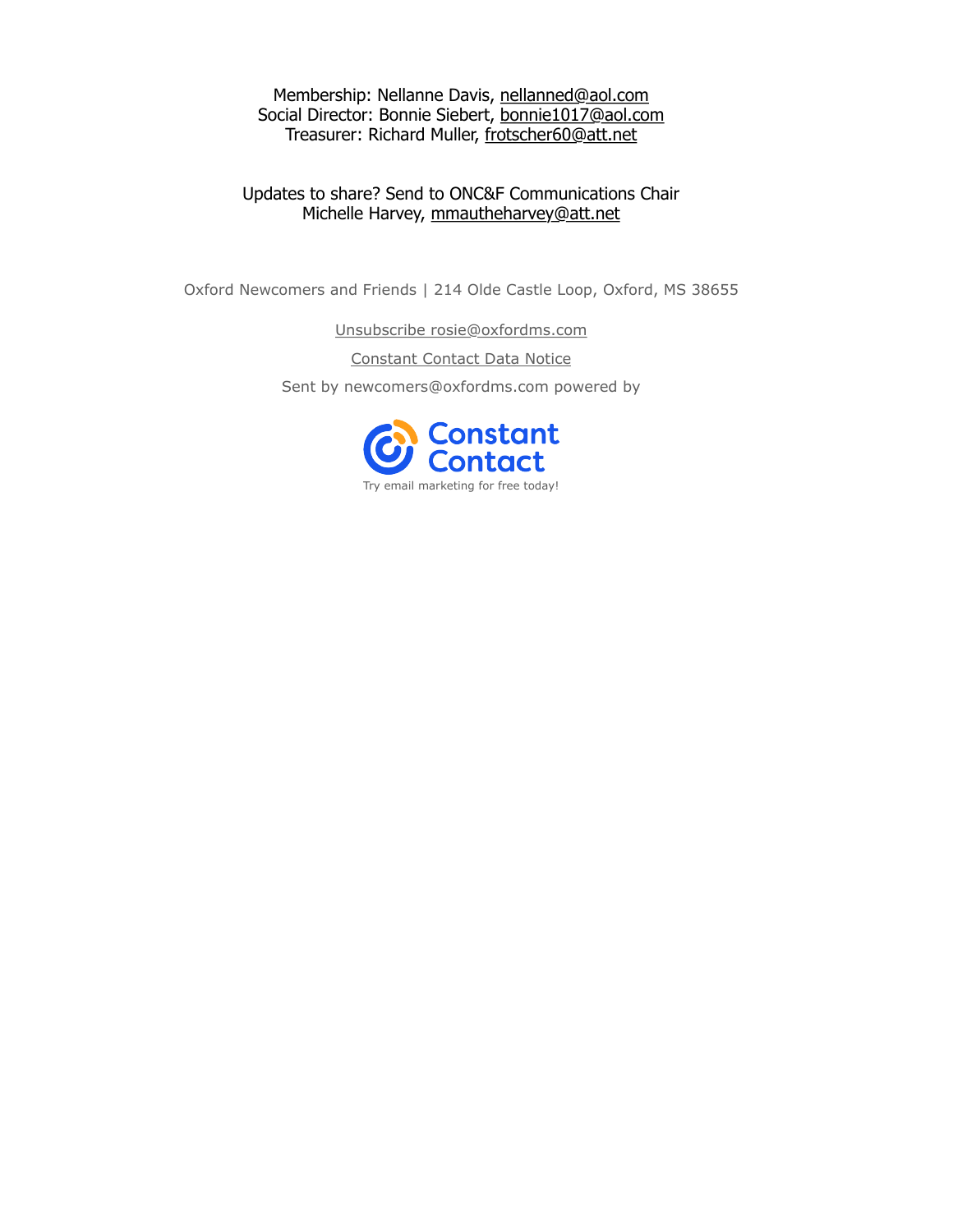Membership: Nellanne Davis, nellanned@aol.com
Social Director: Bonnie Siebert, bonnie1017@aol.com
Treasurer: Richard Muller, frotscher60@att.net

Updates to share? Send to ONC&F Communications Chair
Michelle Harvey, mmautheharvey@att.net

Oxford Newcomers and Friends | 214 Olde Castle Loop, Oxford, MS 38655

Unsubscribe rosie@oxfordms.com

Constant Contact Data Notice

Sent by newcomers@oxfordms.com powered by

Constant Contact

Try email marketing for free today!